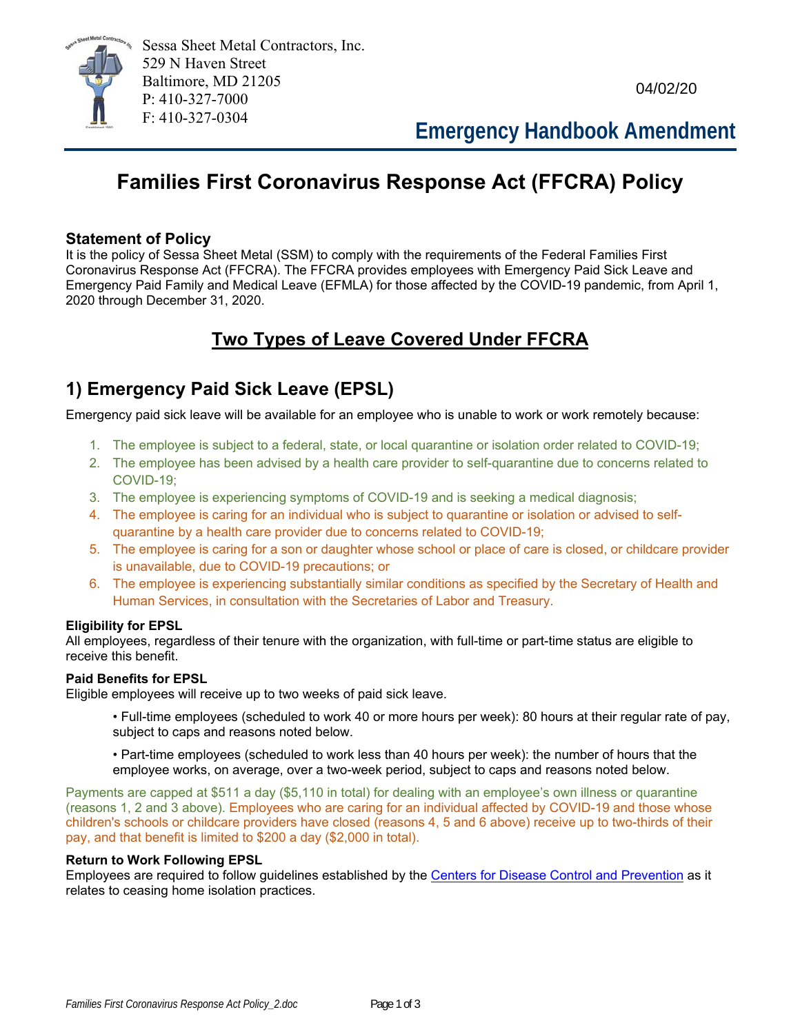Sessa Sheet Metal Contractors, Inc.
529 N Haven Street
Baltimore, MD 21205
P: 410-327-7000
F: 410-327-0304

04/02/20

**Emergency Handbook Amendment**

# Families First Coronavirus Response Act (FFCRA) Policy

### Statement of Policy

It is the policy of Sessa Sheet Metal (SSM) to comply with the requirements of the Federal Families First Coronavirus Response Act (FFCRA). The FFCRA provides employees with Emergency Paid Sick Leave and Emergency Paid Family and Medical Leave (EFMLA) for those affected by the COVID-19 pandemic, from April 1, 2020 through December 31, 2020.

## Two Types of Leave Covered Under FFCRA

## 1) Emergency Paid Sick Leave (EPSL)

Emergency paid sick leave will be available for an employee who is unable to work or work remotely because:

1. The employee is subject to a federal, state, or local quarantine or isolation order related to COVID-19;
2. The employee has been advised by a health care provider to self-quarantine due to concerns related to COVID-19;
3. The employee is experiencing symptoms of COVID-19 and is seeking a medical diagnosis;
4. The employee is caring for an individual who is subject to quarantine or isolation or advised to self-quarantine by a health care provider due to concerns related to COVID-19;
5. The employee is caring for a son or daughter whose school or place of care is closed, or childcare provider is unavailable, due to COVID-19 precautions; or
6. The employee is experiencing substantially similar conditions as specified by the Secretary of Health and Human Services, in consultation with the Secretaries of Labor and Treasury.

**Eligibility for EPSL**

All employees, regardless of their tenure with the organization, with full-time or part-time status are eligible to receive this benefit.

**Paid Benefits for EPSL**

Eligible employees will receive up to two weeks of paid sick leave.

- Full-time employees (scheduled to work 40 or more hours per week): 80 hours at their regular rate of pay, subject to caps and reasons noted below.
- Part-time employees (scheduled to work less than 40 hours per week): the number of hours that the employee works, on average, over a two-week period, subject to caps and reasons noted below.

Payments are capped at $511 a day ($5,110 in total) for dealing with an employee's own illness or quarantine (reasons 1, 2 and 3 above). Employees who are caring for an individual affected by COVID-19 and those whose children's schools or childcare providers have closed (reasons 4, 5 and 6 above) receive up to two-thirds of their pay, and that benefit is limited to $200 a day ($2,000 in total).

**Return to Work Following EPSL**

Employees are required to follow guidelines established by the Centers for Disease Control and Prevention as it relates to ceasing home isolation practices.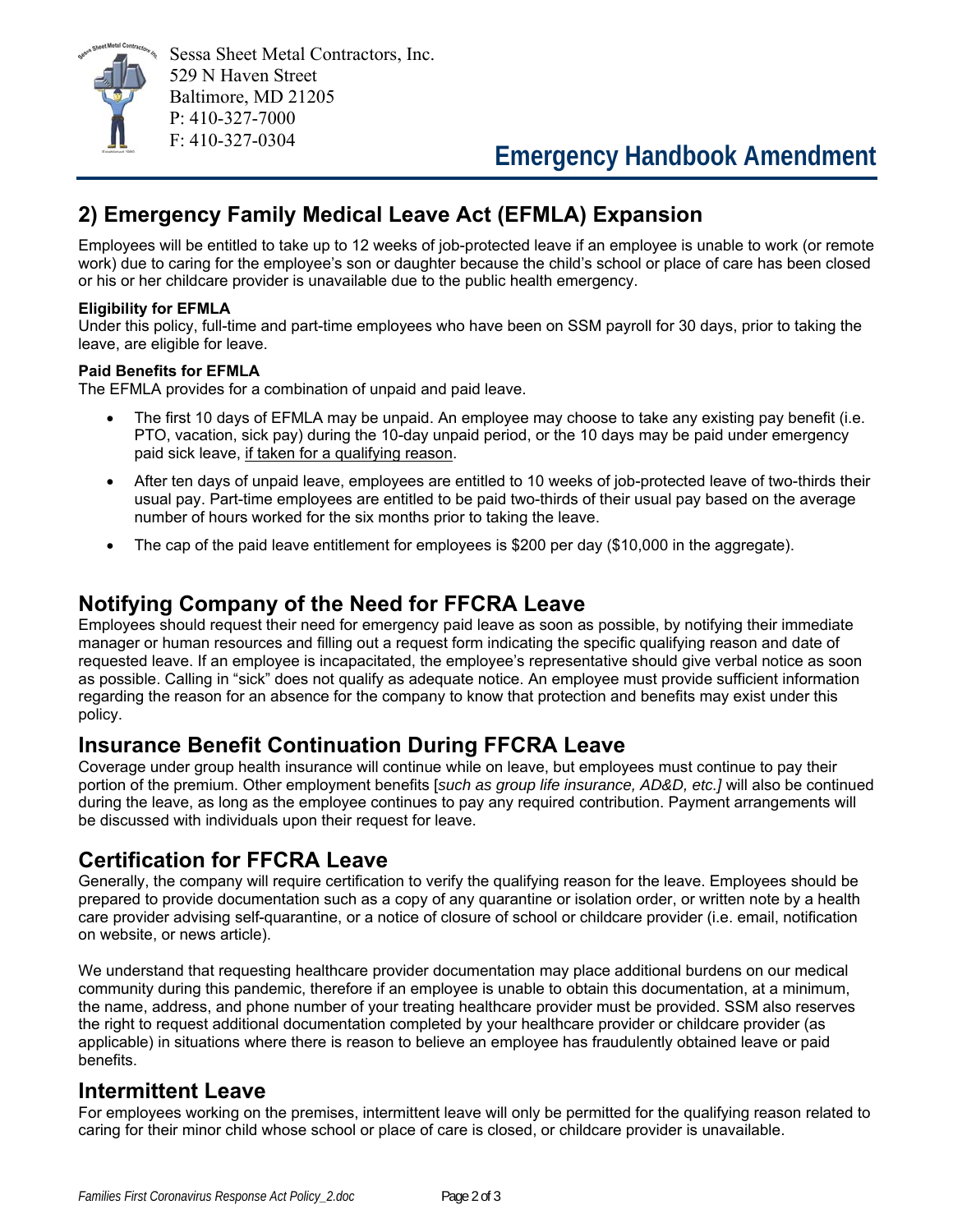Sessa Sheet Metal Contractors, Inc.
529 N Haven Street
Baltimore, MD 21205
P: 410-327-7000
F: 410-327-0304

# Emergency Handbook Amendment

## 2) Emergency Family Medical Leave Act (EFMLA) Expansion

Employees will be entitled to take up to 12 weeks of job-protected leave if an employee is unable to work (or remote work) due to caring for the employee's son or daughter because the child's school or place of care has been closed or his or her childcare provider is unavailable due to the public health emergency.

**Eligibility for EFMLA**

Under this policy, full-time and part-time employees who have been on SSM payroll for 30 days, prior to taking the leave, are eligible for leave.

**Paid Benefits for EFMLA**

The EFMLA provides for a combination of unpaid and paid leave.

- The first 10 days of EFMLA may be unpaid. An employee may choose to take any existing pay benefit (i.e. PTO, vacation, sick pay) during the 10-day unpaid period, or the 10 days may be paid under emergency paid sick leave, <u>if taken for a qualifying reason</u>.
- After ten days of unpaid leave, employees are entitled to 10 weeks of job-protected leave of two-thirds their usual pay. Part-time employees are entitled to be paid two-thirds of their usual pay based on the average number of hours worked for the six months prior to taking the leave.
- The cap of the paid leave entitlement for employees is $200 per day ($10,000 in the aggregate).

## Notifying Company of the Need for FFCRA Leave

Employees should request their need for emergency paid leave as soon as possible, by notifying their immediate manager or human resources and filling out a request form indicating the specific qualifying reason and date of requested leave. If an employee is incapacitated, the employee's representative should give verbal notice as soon as possible. Calling in "sick" does not qualify as adequate notice. An employee must provide sufficient information regarding the reason for an absence for the company to know that protection and benefits may exist under this policy.

## Insurance Benefit Continuation During FFCRA Leave

Coverage under group health insurance will continue while on leave, but employees must continue to pay their portion of the premium. Other employment benefits [*such as group life insurance, AD&D, etc.]* will also be continued during the leave, as long as the employee continues to pay any required contribution. Payment arrangements will be discussed with individuals upon their request for leave.

## Certification for FFCRA Leave

Generally, the company will require certification to verify the qualifying reason for the leave. Employees should be prepared to provide documentation such as a copy of any quarantine or isolation order, or written note by a health care provider advising self-quarantine, or a notice of closure of school or childcare provider (i.e. email, notification on website, or news article).

We understand that requesting healthcare provider documentation may place additional burdens on our medical community during this pandemic, therefore if an employee is unable to obtain this documentation, at a minimum, the name, address, and phone number of your treating healthcare provider must be provided. SSM also reserves the right to request additional documentation completed by your healthcare provider or childcare provider (as applicable) in situations where there is reason to believe an employee has fraudulently obtained leave or paid benefits.

## Intermittent Leave

For employees working on the premises, intermittent leave will only be permitted for the qualifying reason related to caring for their minor child whose school or place of care is closed, or childcare provider is unavailable.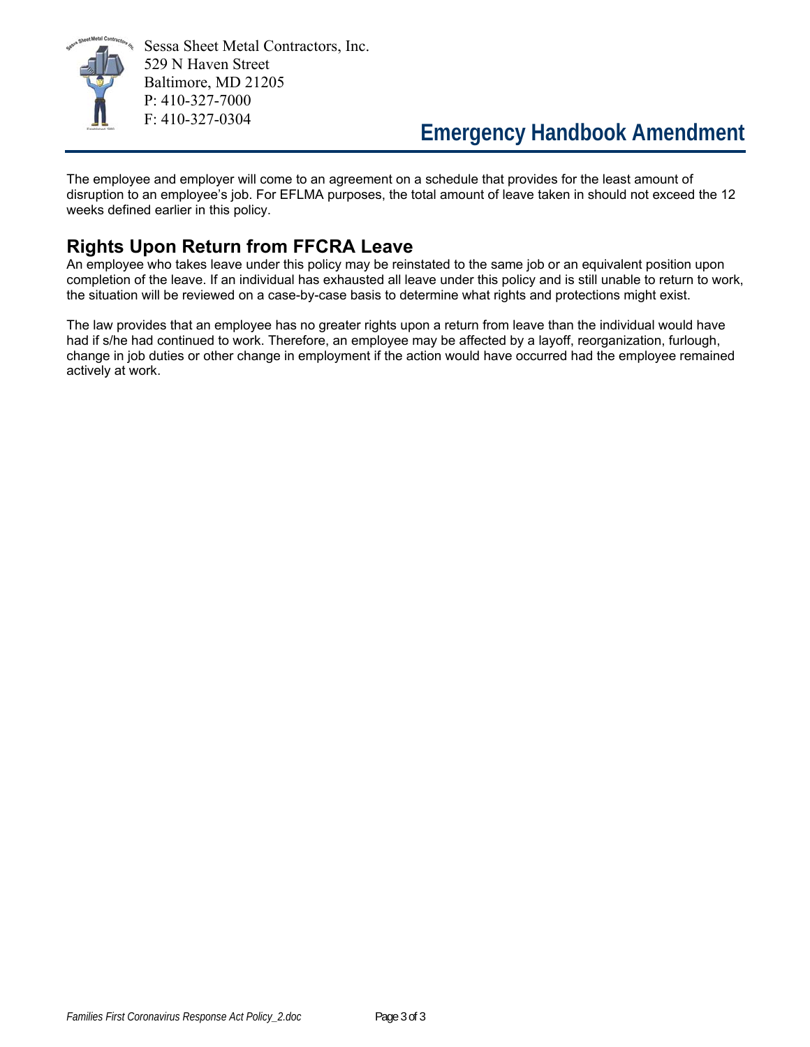The employee and employer will come to an agreement on a schedule that provides for the least amount of disruption to an employee's job. For EFLMA purposes, the total amount of leave taken in should not exceed the 12 weeks defined earlier in this policy.

## Rights Upon Return from FFCRA Leave

An employee who takes leave under this policy may be reinstated to the same job or an equivalent position upon completion of the leave. If an individual has exhausted all leave under this policy and is still unable to return to work, the situation will be reviewed on a case-by-case basis to determine what rights and protections might exist.

The law provides that an employee has no greater rights upon a return from leave than the individual would have had if s/he had continued to work. Therefore, an employee may be affected by a layoff, reorganization, furlough, change in job duties or other change in employment if the action would have occurred had the employee remained actively at work.